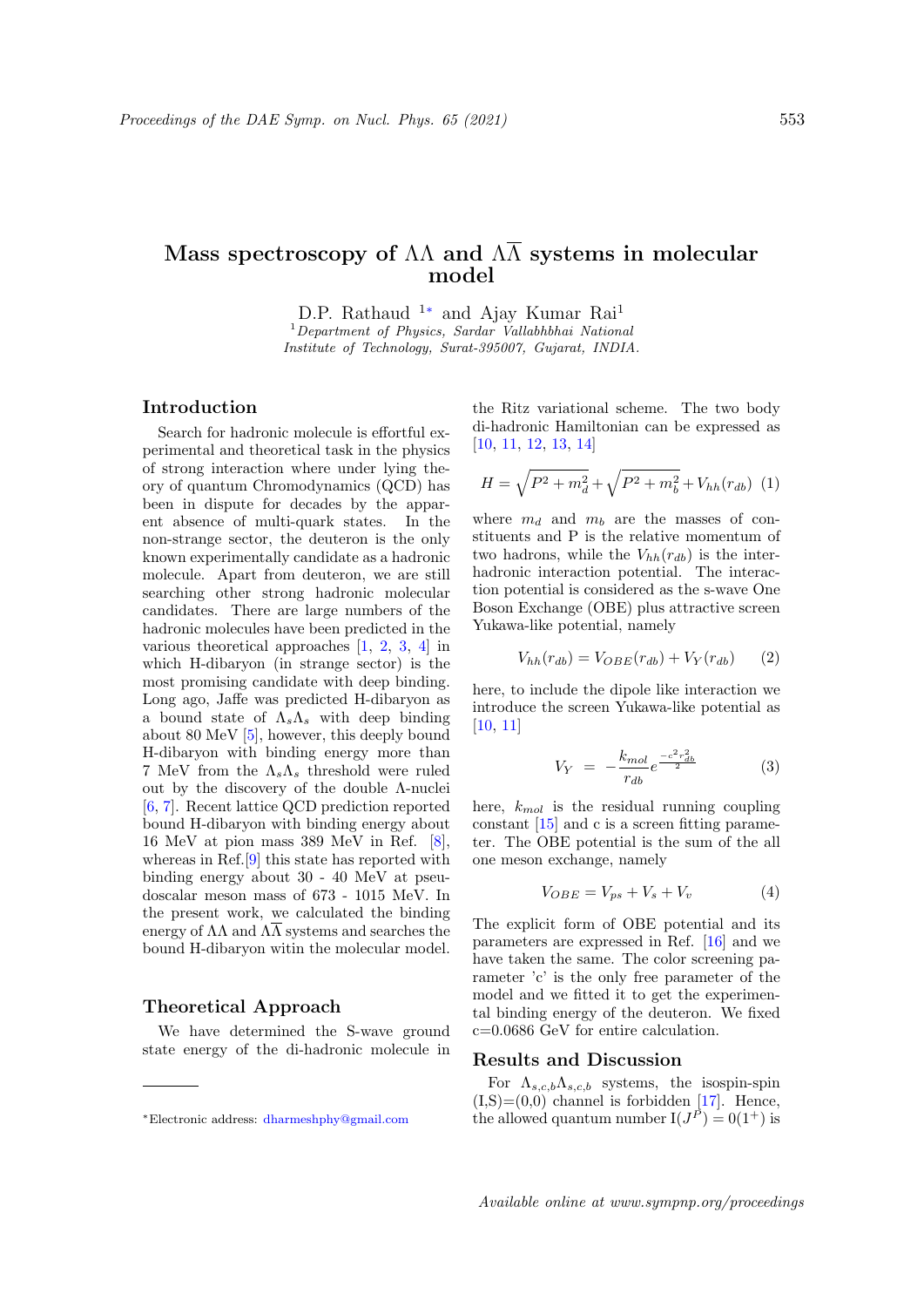# Mass spectroscopy of $\Lambda\Lambda$ and $\Lambda\overline{\Lambda}$ systems in molecular model

D.P. Rathaud [1*] and Ajay Kumar Rai[1]

[1] *Department of Physics, Sardar Vallabhbhai National Institute of Technology, Surat-395007, Gujarat, INDIA.*

## Introduction

Search for hadronic molecule is effortful experimental and theoretical task in the physics of strong interaction where under lying theory of quantum Chromodynamics (QCD) has been in dispute for decades by the apparent absence of multi-quark states. In the non-strange sector, the deuteron is the only known experimentally candidate as a hadronic molecule. Apart from deuteron, we are still searching other strong hadronic molecular candidates. There are large numbers of the hadronic molecules have been predicted in the various theoretical approaches [1, 2, 3, 4] in which H-dibaryon (in strange sector) is the most promising candidate with deep binding. Long ago, Jaffe was predicted H-dibaryon as a bound state of $\Lambda_s\Lambda_s$ with deep binding about 80 MeV [5], however, this deeply bound H-dibaryon with binding energy more than 7 MeV from the $\Lambda_s\Lambda_s$ threshold were ruled out by the discovery of the double $\Lambda$-nuclei [6, 7]. Recent lattice QCD prediction reported bound H-dibaryon with binding energy about 16 MeV at pion mass 389 MeV in Ref. [8], whereas in Ref.[9] this state has reported with binding energy about 30 - 40 MeV at pseudoscalar meson mass of 673 - 1015 MeV. In the present work, we calculated the binding energy of $\Lambda\Lambda$ and $\Lambda\overline{\Lambda}$ systems and searches the bound H-dibaryon witin the molecular model.

## Theoretical Approach

We have determined the S-wave ground state energy of the di-hadronic molecule in the Ritz variational scheme. The two body di-hadronic Hamiltonian can be expressed as [10, 11, 12, 13, 14]

$$H = \sqrt{P^2 + m_d^2} + \sqrt{P^2 + m_b^2} + V_{hh}(r_{db}) \quad (1)$$

where $m_d$ and $m_b$ are the masses of constituents and P is the relative momentum of two hadrons, while the $V_{hh}(r_{db})$ is the inter-hadronic interaction potential. The interaction potential is considered as the s-wave One Boson Exchange (OBE) plus attractive screen Yukawa-like potential, namely

$$V_{hh}(r_{db}) = V_{OBE}(r_{db}) + V_Y(r_{db}) \quad (2)$$

here, to include the dipole like interaction we introduce the screen Yukawa-like potential as [10, 11]

$$V_Y = -\frac{k_{mol}}{r_{db}} e^{\frac{-c^2 r_{db}^2}{2}} \quad (3)$$

here, $k_{mol}$ is the residual running coupling constant [15] and c is a screen fitting parameter. The OBE potential is the sum of the all one meson exchange, namely

$$V_{OBE} = V_{ps} + V_s + V_v \quad (4)$$

The explicit form of OBE potential and its parameters are expressed in Ref. [16] and we have taken the same. The color screening parameter 'c' is the only free parameter of the model and we fitted it to get the experimental binding energy of the deuteron. We fixed c=0.0686 GeV for entire calculation.

## Results and Discussion

For $\Lambda_{s,c,b}\Lambda_{s,c,b}$ systems, the isospin-spin (I,S)=(0,0) channel is forbidden [17]. Hence, the allowed quantum number $I(J^P) = 0(1^+)$ is

*Electronic address: dharmeshphy@gmail.com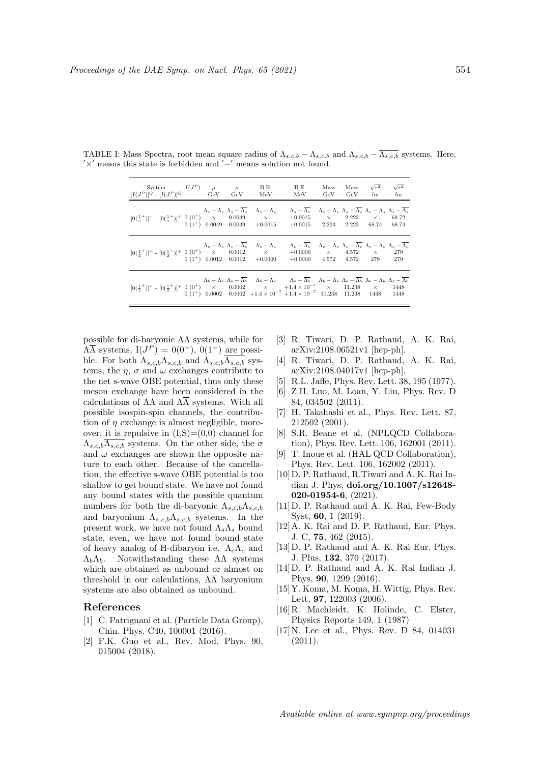TABLE I: Mass Spectra, root mean square radius of $\Lambda_{s,c,b} - \Lambda_{s,c,b}$ and $\Lambda_{s,c,b} - \overline{\Lambda_{s,c,b}}$ systems. Here, $'\times'$ means this state is forbidden and $'-'$ means solution not found.

| System $[I(J^P)]^Q$ - $[I(J^P)]^Q$ | $I(J^P)$ | $\mu$ GeV | $\mu$ GeV | B.E. MeV | B.E. MeV | Mass GeV | Mass GeV | $\sqrt{r^2}$ fm | $\sqrt{r^2}$ fm |
|---|---|---|---|---|---|---|---|---|---|
| | | $\Lambda_s - \Lambda_s$ | $\Lambda_s - \overline{\Lambda_s}$ | $\Lambda_s - \Lambda_s$ | $\Lambda_s - \overline{\Lambda_s}$ | $\Lambda_s - \Lambda_s$ | $\Lambda_s - \overline{\Lambda_s}$ | $\Lambda_s - \Lambda_s$ | $\Lambda_s - \overline{\Lambda_s}$ |
| $[0(\frac{1}{2}^+)]^+$ - $[0(\frac{1}{2}^+)]^+$ | $0\ (0^+)$ | $\times$ | 0.0049 | $\times$ | +0.0015 | $\times$ | 2.223 | $\times$ | 68.72 |
| | $0\ (1^+)$ | 0.0049 | 0.0049 | +0.0015 | +0.0015 | 2.223 | 2.223 | 68.74 | 68.74 |
| | | $\Lambda_c - \Lambda_c$ | $\Lambda_c - \overline{\Lambda_c}$ | $\Lambda_c - \Lambda_c$ | $\Lambda_c - \overline{\Lambda_c}$ | $\Lambda_c - \Lambda_c$ | $\Lambda_c - \overline{\Lambda_c}$ | $\Lambda_c - \Lambda_c$ | $\Lambda_c - \overline{\Lambda_c}$ |
| $[0(\frac{1}{2}^+)]^+$ - $[0(\frac{1}{2}^+)]^+$ | $0\ (0^+)$ | $\times$ | 0.0012 | $\times$ | +0.0000 | $\times$ | 4.572 | $\times$ | 279 |
| | $0\ (1^+)$ | 0.0012 | 0.0012 | +0.0000 | +0.0000 | 4.572 | 4.572 | 279 | 279 |
| | | $\Lambda_b - \Lambda_b$ | $\Lambda_b - \overline{\Lambda_b}$ | $\Lambda_b - \Lambda_b$ | $\Lambda_b - \overline{\Lambda_b}$ | $\Lambda_b - \Lambda_b$ | $\Lambda_b - \overline{\Lambda_b}$ | $\Lambda_b - \Lambda_b$ | $\Lambda_b - \overline{\Lambda_b}$ |
| $[0(\frac{1}{2}^+)]^+$ - $[0(\frac{1}{2}^+)]^+$ | $0\ (0^+)$ | $\times$ | 0.0002 | $\times$ | $+1.4\times10^{-7}$ | $\times$ | 11.238 | $\times$ | 1448 |
| | $0\ (1^+)$ | 0.0002 | 0.0002 | $+1.4\times10^{-7}$ | $+1.4\times10^{-7}$ | 11.238 | 11.238 | 1448 | 1448 |

possible for di-baryonic $\Lambda\Lambda$ systems, while for $\Lambda\overline{\Lambda}$ systems, $I(J^P) = 0(0^+)$, $0(1^+)$ are possible. For both $\Lambda_{s,c,b}\Lambda_{s,c,b}$ and $\Lambda_{s,c,b}\overline{\Lambda_{s,c,b}}$ systems, the $\eta$, $\sigma$ and $\omega$ exchanges contribute to the net s-wave OBE potential, thus only these meson exchange have been considered in the calculations of $\Lambda\Lambda$ and $\Lambda\overline{\Lambda}$ systems. With all possible isospin-spin channels, the contribution of $\eta$ exchange is almost negligible, moreover, it is repulsive in (I,S)=(0,0) channel for $\Lambda_{s,c,b}\overline{\Lambda_{s,c,b}}$ systems. On the other side, the $\sigma$ and $\omega$ exchanges are shown the opposite nature to each other. Because of the cancellation, the effective s-wave OBE potential is too shallow to get bound state. We have not found any bound states with the possible quantum numbers for both the di-baryonic $\Lambda_{s,c,b}\Lambda_{s,c,b}$ and baryonium $\Lambda_{s,c,b}\overline{\Lambda_{s,c,b}}$ systems. In the present work, we have not found $\Lambda_s\Lambda_s$ bound state, even, we have not found bound state of heavy analog of H-dibaryon i.e. $\Lambda_c\Lambda_c$ and $\Lambda_b\Lambda_b$. Notwithstanding these $\Lambda\Lambda$ systems which are obtained as unbound or almost on threshold in our calculations, $\Lambda\overline{\Lambda}$ baryonium systems are also obtained as unbound.

## References

[1] C. Patrignani et al. (Particle Data Group), Chin. Phys. C40, 100001 (2016).

[2] F.K. Guo et al., Rev. Mod. Phys. 90, 015004 (2018).

[3] R. Tiwari, D. P. Rathaud, A. K. Rai, arXiv:2108.06521v1 [hep-ph].

[4] R. Tiwari, D. P. Rathaud, A. K. Rai, arXiv:2108.04017v1 [hep-ph].

[5] R.L. Jaffe, Phys. Rev. Lett. 38, 195 (1977).

[6] Z.H. Luo, M. Loan, Y. Liu, Phys. Rev. D 84, 034502 (2011).

[7] H. Takahashi et al., Phys. Rev. Lett. 87, 212502 (2001).

[8] S.R. Beane et al. (NPLQCD Collaboration), Phys. Rev. Lett. 106, 162001 (2011).

[9] T. Inoue et al. (HAL QCD Collaboration), Phys. Rev. Lett. 106, 162002 (2011).

[10] D. P. Rathaud, R.Tiwari and A. K. Rai Indian J. Phys, **doi.org/10.1007/s12648-020-01954-6**, (2021).

[11] D. P. Rathaud and A. K. Rai, Few-Body Syst, **60**, 1 (2019).

[12] A. K. Rai and D. P. Rathaud, Eur. Phys. J. C, **75**, 462 (2015).

[13] D. P. Rathaud and A. K. Rai Eur. Phys. J. Plus, **132**, 370 (2017).

[14] D. P. Rathaud and A. K. Rai Indian J. Phys, **90**, 1299 (2016).

[15] Y. Koma, M. Koma, H. Wittig, Phys. Rev. Lett, **97**, 122003 (2006).

[16] R. Machleidt, K. Holinde, C. Elster, Physics Reports 149, 1 (1987)

[17] N. Lee et al., Phys. Rev. D 84, 014031 (2011).